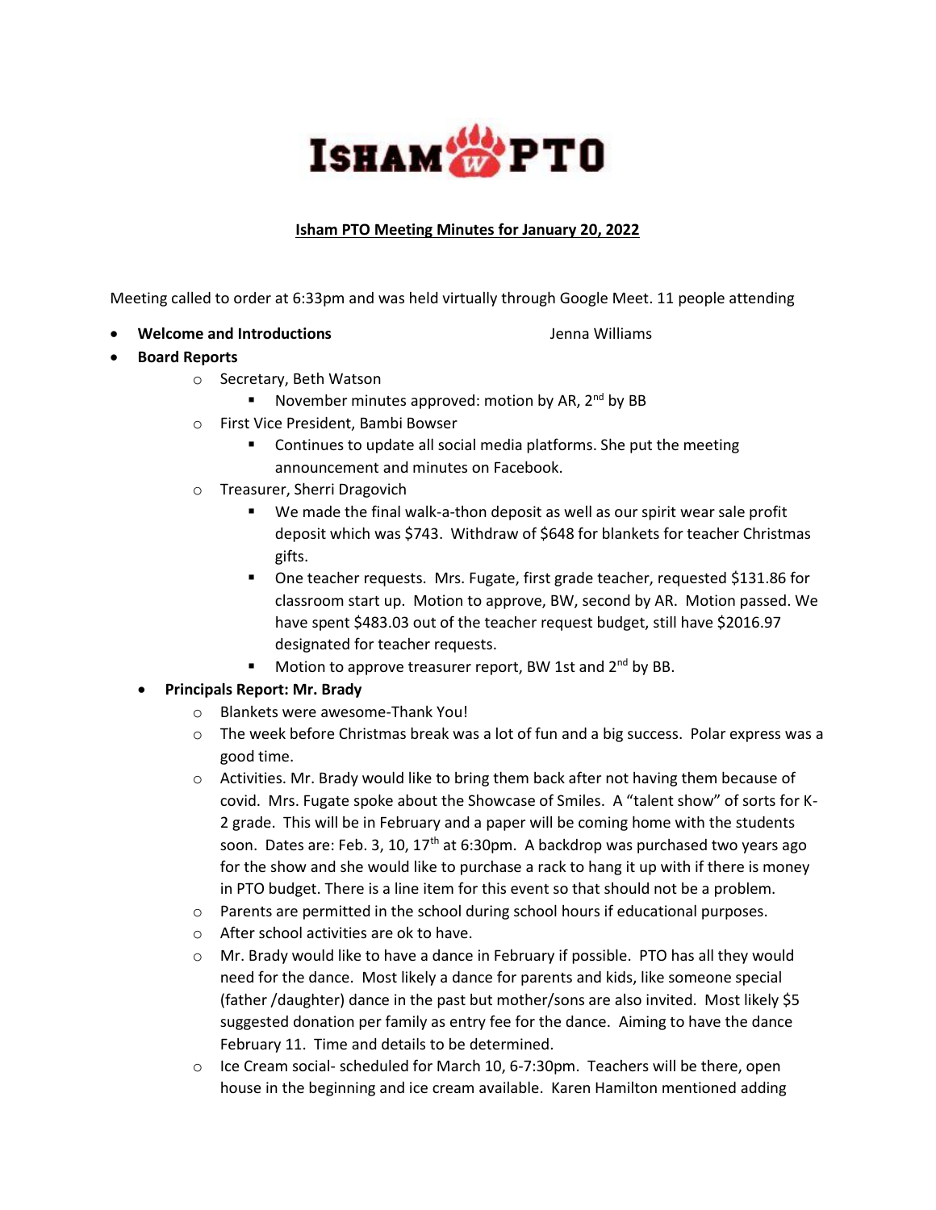# ISHAM PTO

**Isham PTO Meeting Minutes for January 20, 2022**

Meeting called to order at 6:33pm and was held virtually through Google Meet. 11 people attending

- **Welcome and Introductions** Jenna Williams
- **Board Reports**
  - Secretary, Beth Watson
    - November minutes approved: motion by AR, 2nd by BB
  - First Vice President, Bambi Bowser
    - Continues to update all social media platforms. She put the meeting announcement and minutes on Facebook.
  - Treasurer, Sherri Dragovich
    - We made the final walk-a-thon deposit as well as our spirit wear sale profit deposit which was $743. Withdraw of $648 for blankets for teacher Christmas gifts.
    - One teacher requests. Mrs. Fugate, first grade teacher, requested $131.86 for classroom start up. Motion to approve, BW, second by AR. Motion passed. We have spent $483.03 out of the teacher request budget, still have $2016.97 designated for teacher requests.
    - Motion to approve treasurer report, BW 1st and 2nd by BB.
- **Principals Report: Mr. Brady**
  - Blankets were awesome-Thank You!
  - The week before Christmas break was a lot of fun and a big success. Polar express was a good time.
  - Activities. Mr. Brady would like to bring them back after not having them because of covid. Mrs. Fugate spoke about the Showcase of Smiles. A "talent show" of sorts for K-2 grade. This will be in February and a paper will be coming home with the students soon. Dates are: Feb. 3, 10, 17th at 6:30pm. A backdrop was purchased two years ago for the show and she would like to purchase a rack to hang it up with if there is money in PTO budget. There is a line item for this event so that should not be a problem.
  - Parents are permitted in the school during school hours if educational purposes.
  - After school activities are ok to have.
  - Mr. Brady would like to have a dance in February if possible. PTO has all they would need for the dance. Most likely a dance for parents and kids, like someone special (father /daughter) dance in the past but mother/sons are also invited. Most likely $5 suggested donation per family as entry fee for the dance. Aiming to have the dance February 11. Time and details to be determined.
  - Ice Cream social- scheduled for March 10, 6-7:30pm. Teachers will be there, open house in the beginning and ice cream available. Karen Hamilton mentioned adding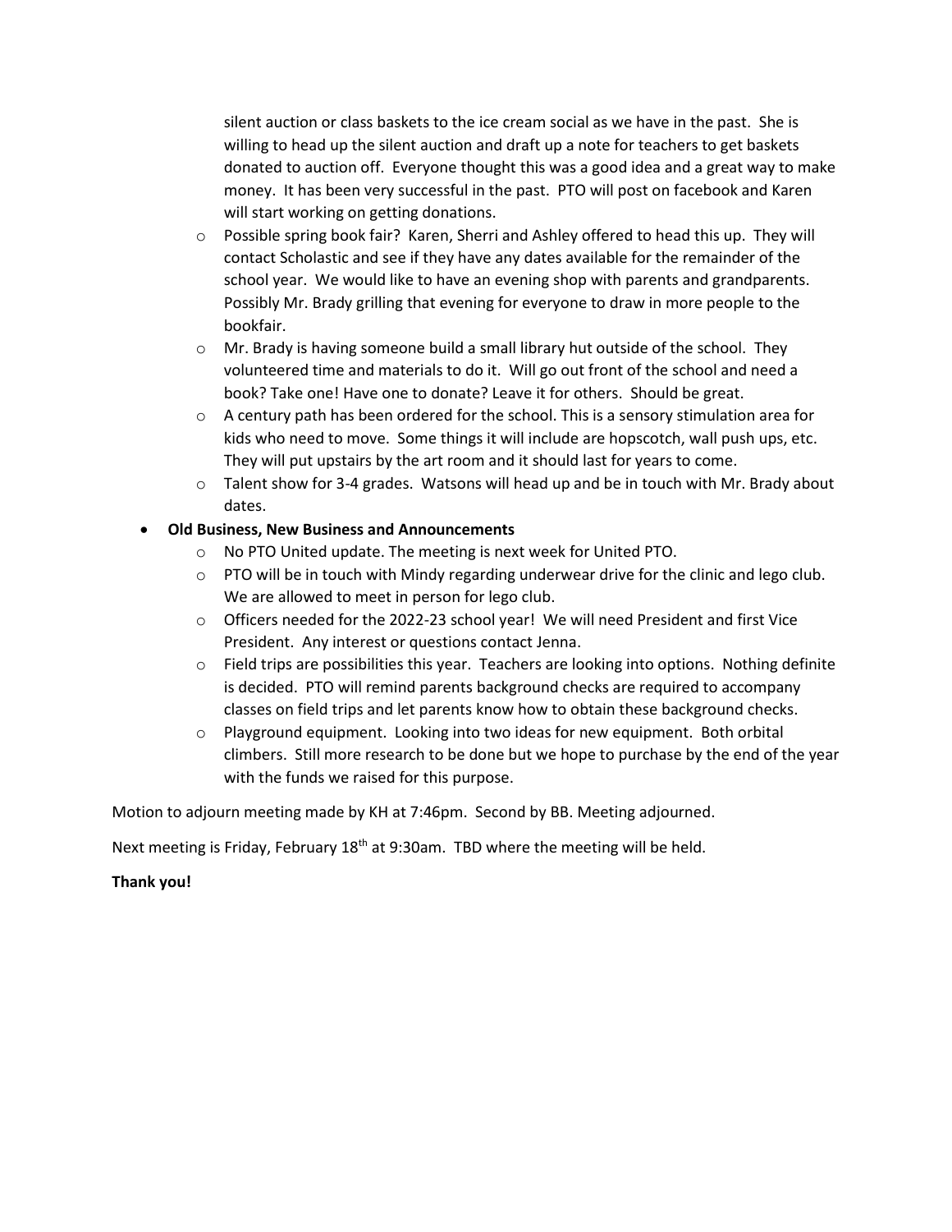silent auction or class baskets to the ice cream social as we have in the past. She is willing to head up the silent auction and draft up a note for teachers to get baskets donated to auction off. Everyone thought this was a good idea and a great way to make money. It has been very successful in the past. PTO will post on facebook and Karen will start working on getting donations.

  - Possible spring book fair? Karen, Sherri and Ashley offered to head this up. They will contact Scholastic and see if they have any dates available for the remainder of the school year. We would like to have an evening shop with parents and grandparents. Possibly Mr. Brady grilling that evening for everyone to draw in more people to the bookfair.
  - Mr. Brady is having someone build a small library hut outside of the school. They volunteered time and materials to do it. Will go out front of the school and need a book? Take one! Have one to donate? Leave it for others. Should be great.
  - A century path has been ordered for the school. This is a sensory stimulation area for kids who need to move. Some things it will include are hopscotch, wall push ups, etc. They will put upstairs by the art room and it should last for years to come.
  - Talent show for 3-4 grades. Watsons will head up and be in touch with Mr. Brady about dates.

- **Old Business, New Business and Announcements**
  - No PTO United update. The meeting is next week for United PTO.
  - PTO will be in touch with Mindy regarding underwear drive for the clinic and lego club. We are allowed to meet in person for lego club.
  - Officers needed for the 2022-23 school year! We will need President and first Vice President. Any interest or questions contact Jenna.
  - Field trips are possibilities this year. Teachers are looking into options. Nothing definite is decided. PTO will remind parents background checks are required to accompany classes on field trips and let parents know how to obtain these background checks.
  - Playground equipment. Looking into two ideas for new equipment. Both orbital climbers. Still more research to be done but we hope to purchase by the end of the year with the funds we raised for this purpose.

Motion to adjourn meeting made by KH at 7:46pm. Second by BB. Meeting adjourned.

Next meeting is Friday, February 18th at 9:30am. TBD where the meeting will be held.

**Thank you!**